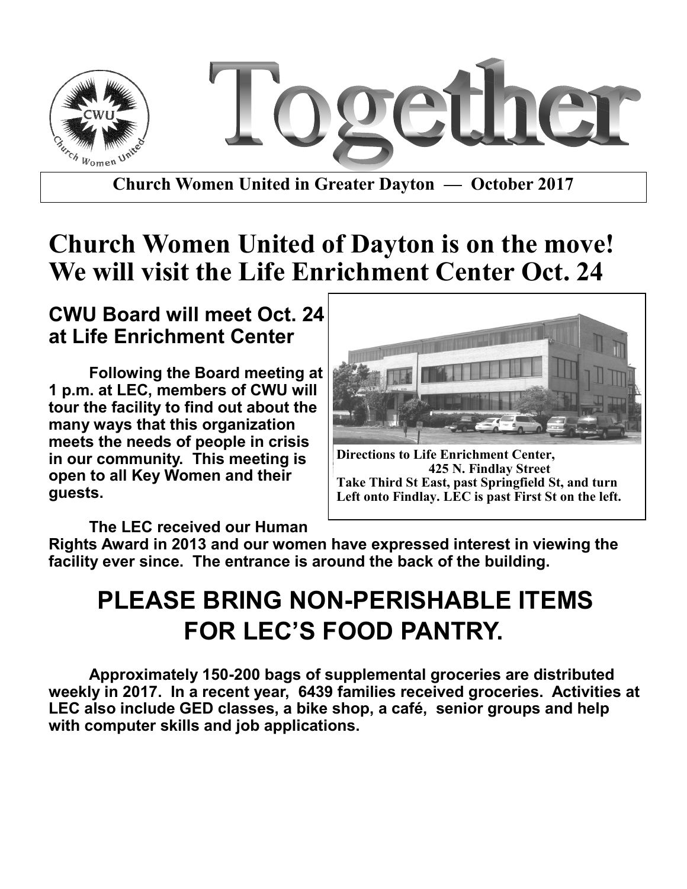# Together

**Church Women United in Greater Dayton — October 2017**

# Church Women United of Dayton is on the move! We will visit the Life Enrichment Center Oct. 24

## CWU Board will meet Oct. 24 at Life Enrichment Center

**Following the Board meeting at 1 p.m. at LEC, members of CWU will tour the facility to find out about the many ways that this organization meets the needs of people in crisis in our community. This meeting is open to all Key Women and their guests.**

**Directions to Life Enrichment Center, 425 N. Findlay Street**
**Take Third St East, past Springfield St, and turn Left onto Findlay. LEC is past First St on the left.**

**The LEC received our Human Rights Award in 2013 and our women have expressed interest in viewing the facility ever since. The entrance is around the back of the building.**

## PLEASE BRING NON-PERISHABLE ITEMS FOR LEC'S FOOD PANTRY.

**Approximately 150-200 bags of supplemental groceries are distributed weekly in 2017. In a recent year, 6439 families received groceries. Activities at LEC also include GED classes, a bike shop, a café, senior groups and help with computer skills and job applications.**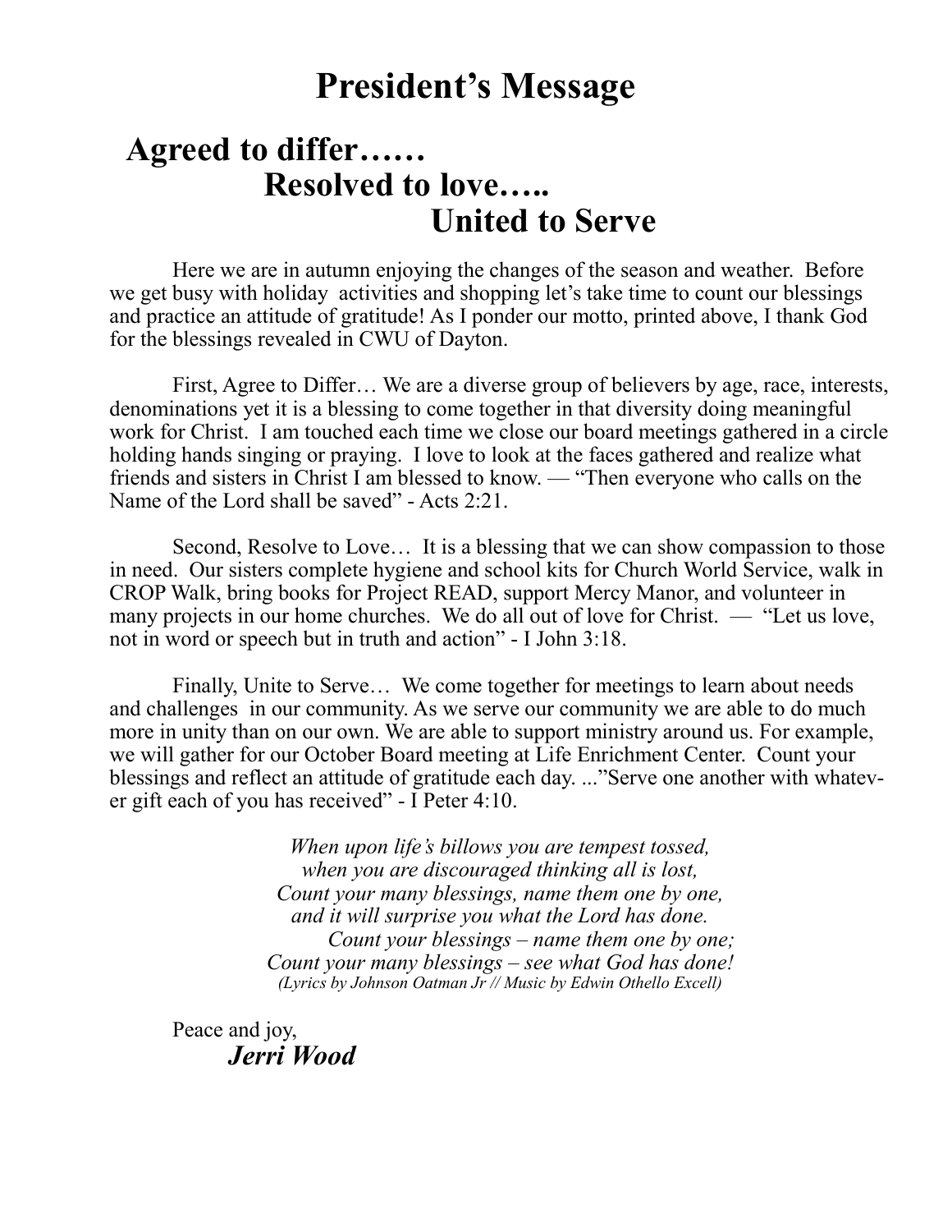# President's Message

## Agreed to differ……
## Resolved to love…..
## United to Serve

Here we are in autumn enjoying the changes of the season and weather. Before we get busy with holiday activities and shopping let's take time to count our blessings and practice an attitude of gratitude! As I ponder our motto, printed above, I thank God for the blessings revealed in CWU of Dayton.

First, Agree to Differ… We are a diverse group of believers by age, race, interests, denominations yet it is a blessing to come together in that diversity doing meaningful work for Christ. I am touched each time we close our board meetings gathered in a circle holding hands singing or praying. I love to look at the faces gathered and realize what friends and sisters in Christ I am blessed to know. — "Then everyone who calls on the Name of the Lord shall be saved" - Acts 2:21.

Second, Resolve to Love… It is a blessing that we can show compassion to those in need. Our sisters complete hygiene and school kits for Church World Service, walk in CROP Walk, bring books for Project READ, support Mercy Manor, and volunteer in many projects in our home churches. We do all out of love for Christ. — "Let us love, not in word or speech but in truth and action" - I John 3:18.

Finally, Unite to Serve… We come together for meetings to learn about needs and challenges in our community. As we serve our community we are able to do much more in unity than on our own. We are able to support ministry around us. For example, we will gather for our October Board meeting at Life Enrichment Center. Count your blessings and reflect an attitude of gratitude each day. ..."Serve one another with whatever gift each of you has received" - I Peter 4:10.

*When upon life's billows you are tempest tossed,*
*when you are discouraged thinking all is lost,*
*Count your many blessings, name them one by one,*
*and it will surprise you what the Lord has done.*
*Count your blessings – name them one by one;*
*Count your many blessings – see what God has done!*
*(Lyrics by Johnson Oatman Jr // Music by Edwin Othello Excell)*

Peace and joy,

***Jerri Wood***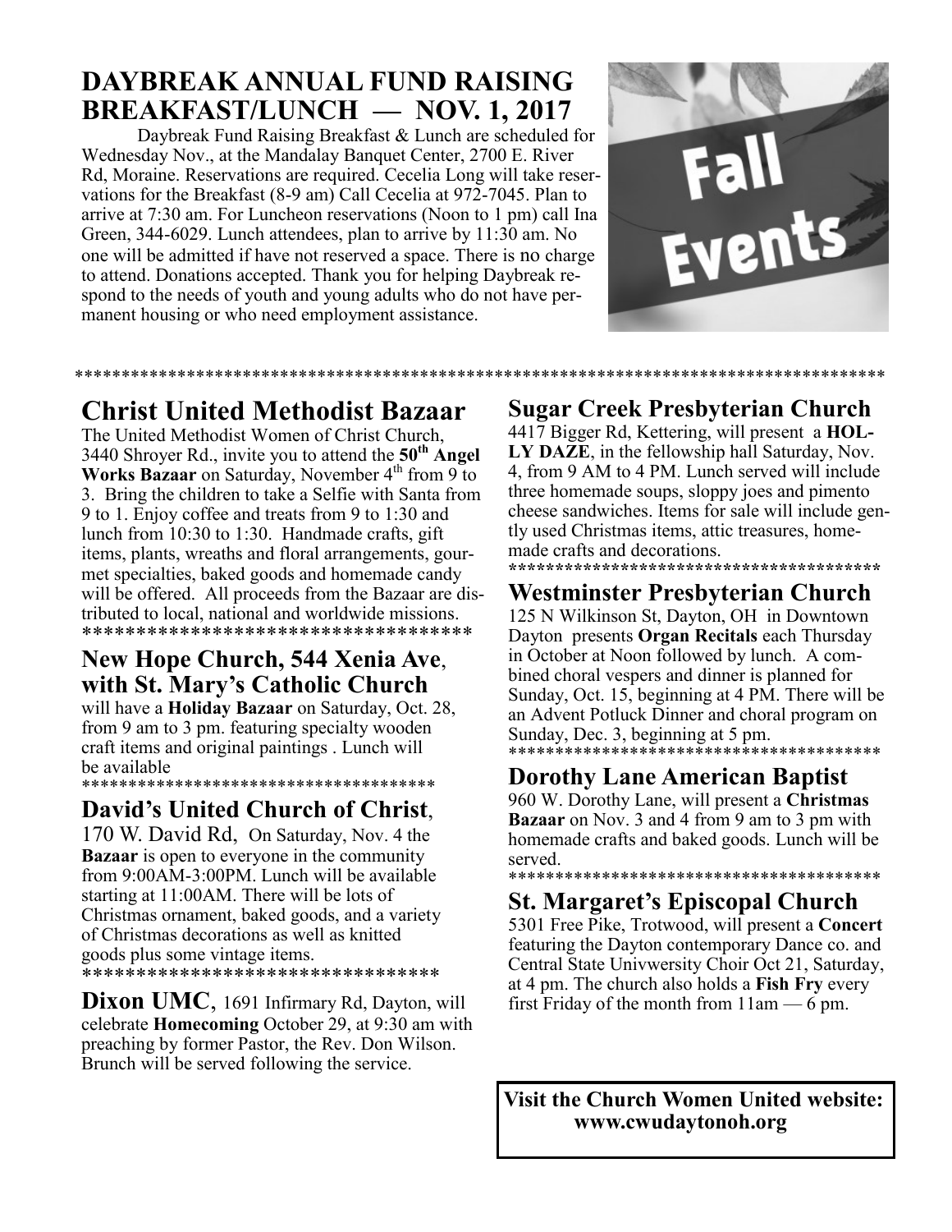## DAYBREAK ANNUAL FUND RAISING BREAKFAST/LUNCH — NOV. 1, 2017

Daybreak Fund Raising Breakfast & Lunch are scheduled for Wednesday Nov., at the Mandalay Banquet Center, 2700 E. River Rd, Moraine. Reservations are required. Cecelia Long will take reservations for the Breakfast (8-9 am) Call Cecelia at 972-7045. Plan to arrive at 7:30 am. For Luncheon reservations (Noon to 1 pm) call Ina Green, 344-6029. Lunch attendees, plan to arrive by 11:30 am. No one will be admitted if have not reserved a space. There is no charge to attend. Donations accepted. Thank you for helping Daybreak respond to the needs of youth and young adults who do not have permanent housing or who need employment assistance.

Fall Events

*****************************************************************************************

## Christ United Methodist Bazaar

The United Methodist Women of Christ Church, 3440 Shroyer Rd., invite you to attend the **50th Angel Works Bazaar** on Saturday, November 4th from 9 to 3. Bring the children to take a Selfie with Santa from 9 to 1. Enjoy coffee and treats from 9 to 1:30 and lunch from 10:30 to 1:30. Handmade crafts, gift items, plants, wreaths and floral arrangements, gourmet specialties, baked goods and homemade candy will be offered. All proceeds from the Bazaar are distributed to local, national and worldwide missions.

*************************************

## New Hope Church, 544 Xenia Ave, with St. Mary's Catholic Church

will have a **Holiday Bazaar** on Saturday, Oct. 28, from 9 am to 3 pm. featuring specialty wooden craft items and original paintings . Lunch will be available

**************************************

## David's United Church of Christ,

170 W. David Rd, On Saturday, Nov. 4 the **Bazaar** is open to everyone in the community from 9:00AM-3:00PM. Lunch will be available starting at 11:00AM. There will be lots of Christmas ornament, baked goods, and a variety of Christmas decorations as well as knitted goods plus some vintage items.

**********************************

**Dixon UMC**, 1691 Infirmary Rd, Dayton, will celebrate **Homecoming** October 29, at 9:30 am with preaching by former Pastor, the Rev. Don Wilson. Brunch will be served following the service.

## Sugar Creek Presbyterian Church

4417 Bigger Rd, Kettering, will present a **HOLLY DAZE**, in the fellowship hall Saturday, Nov. 4, from 9 AM to 4 PM. Lunch served will include three homemade soups, sloppy joes and pimento cheese sandwiches. Items for sale will include gently used Christmas items, attic treasures, homemade crafts and decorations.

*****************************************

## Westminster Presbyterian Church

125 N Wilkinson St, Dayton, OH in Downtown Dayton presents **Organ Recitals** each Thursday in October at Noon followed by lunch. A combined choral vespers and dinner is planned for Sunday, Oct. 15, beginning at 4 PM. There will be an Advent Potluck Dinner and choral program on Sunday, Dec. 3, beginning at 5 pm.

*****************************************

## Dorothy Lane American Baptist

960 W. Dorothy Lane, will present a **Christmas Bazaar** on Nov. 3 and 4 from 9 am to 3 pm with homemade crafts and baked goods. Lunch will be served.

*****************************************

## St. Margaret's Episcopal Church

5301 Free Pike, Trotwood, will present a **Concert** featuring the Dayton contemporary Dance co. and Central State Univwersity Choir Oct 21, Saturday, at 4 pm. The church also holds a **Fish Fry** every first Friday of the month from 11am — 6 pm.

**Visit the Church Women United website: www.cwudaytonoh.org**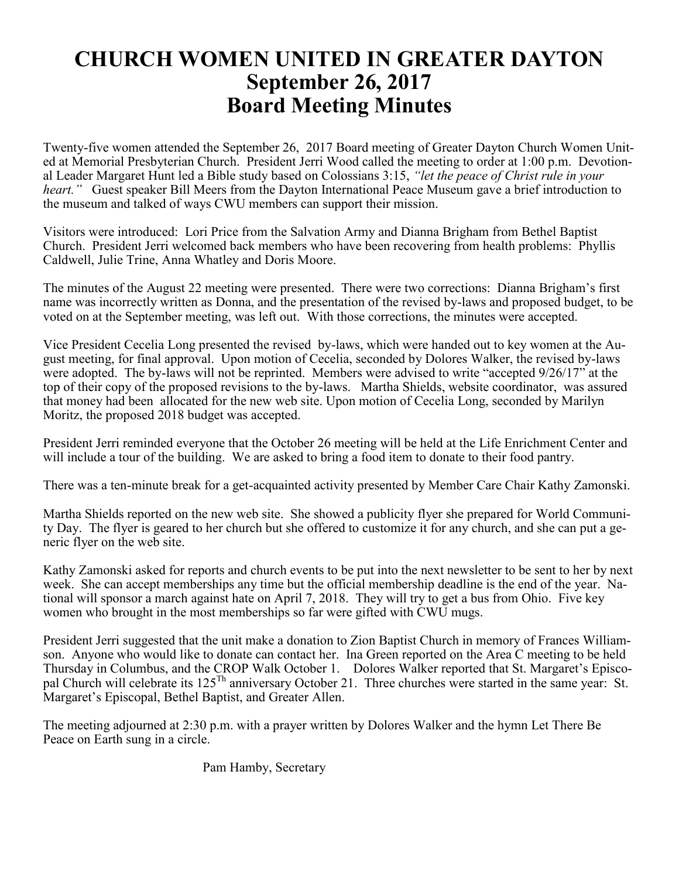# CHURCH WOMEN UNITED IN GREATER DAYTON
# September 26, 2017
# Board Meeting Minutes

Twenty-five women attended the September 26, 2017 Board meeting of Greater Dayton Church Women United at Memorial Presbyterian Church. President Jerri Wood called the meeting to order at 1:00 p.m. Devotional Leader Margaret Hunt led a Bible study based on Colossians 3:15, *"let the peace of Christ rule in your heart."* Guest speaker Bill Meers from the Dayton International Peace Museum gave a brief introduction to the museum and talked of ways CWU members can support their mission.

Visitors were introduced: Lori Price from the Salvation Army and Dianna Brigham from Bethel Baptist Church. President Jerri welcomed back members who have been recovering from health problems: Phyllis Caldwell, Julie Trine, Anna Whatley and Doris Moore.

The minutes of the August 22 meeting were presented. There were two corrections: Dianna Brigham's first name was incorrectly written as Donna, and the presentation of the revised by-laws and proposed budget, to be voted on at the September meeting, was left out. With those corrections, the minutes were accepted.

Vice President Cecelia Long presented the revised by-laws, which were handed out to key women at the August meeting, for final approval. Upon motion of Cecelia, seconded by Dolores Walker, the revised by-laws were adopted. The by-laws will not be reprinted. Members were advised to write "accepted 9/26/17" at the top of their copy of the proposed revisions to the by-laws. Martha Shields, website coordinator, was assured that money had been allocated for the new web site. Upon motion of Cecelia Long, seconded by Marilyn Moritz, the proposed 2018 budget was accepted.

President Jerri reminded everyone that the October 26 meeting will be held at the Life Enrichment Center and will include a tour of the building. We are asked to bring a food item to donate to their food pantry.

There was a ten-minute break for a get-acquainted activity presented by Member Care Chair Kathy Zamonski.

Martha Shields reported on the new web site. She showed a publicity flyer she prepared for World Community Day. The flyer is geared to her church but she offered to customize it for any church, and she can put a generic flyer on the web site.

Kathy Zamonski asked for reports and church events to be put into the next newsletter to be sent to her by next week. She can accept memberships any time but the official membership deadline is the end of the year. National will sponsor a march against hate on April 7, 2018. They will try to get a bus from Ohio. Five key women who brought in the most memberships so far were gifted with CWU mugs.

President Jerri suggested that the unit make a donation to Zion Baptist Church in memory of Frances Williamson. Anyone who would like to donate can contact her. Ina Green reported on the Area C meeting to be held Thursday in Columbus, and the CROP Walk October 1. Dolores Walker reported that St. Margaret's Episcopal Church will celebrate its 125Th anniversary October 21. Three churches were started in the same year: St. Margaret's Episcopal, Bethel Baptist, and Greater Allen.

The meeting adjourned at 2:30 p.m. with a prayer written by Dolores Walker and the hymn Let There Be Peace on Earth sung in a circle.

Pam Hamby, Secretary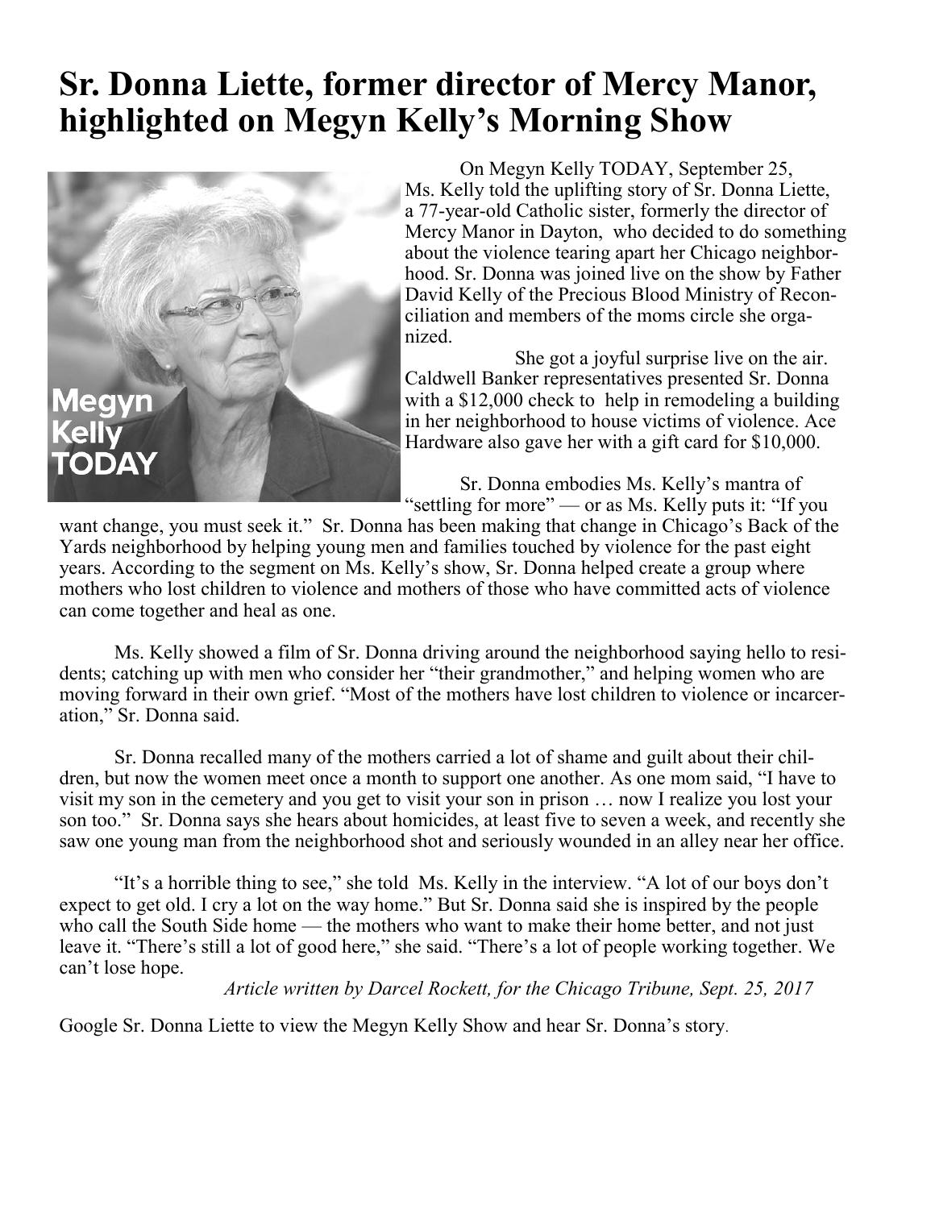# Sr. Donna Liette, former director of Mercy Manor, highlighted on Megyn Kelly's Morning Show

On Megyn Kelly TODAY, September 25, Ms. Kelly told the uplifting story of Sr. Donna Liette, a 77-year-old Catholic sister, formerly the director of Mercy Manor in Dayton, who decided to do something about the violence tearing apart her Chicago neighborhood. Sr. Donna was joined live on the show by Father David Kelly of the Precious Blood Ministry of Reconciliation and members of the moms circle she organized.

She got a joyful surprise live on the air. Caldwell Banker representatives presented Sr. Donna with a $12,000 check to help in remodeling a building in her neighborhood to house victims of violence. Ace Hardware also gave her with a gift card for $10,000.

Sr. Donna embodies Ms. Kelly's mantra of "settling for more" — or as Ms. Kelly puts it: "If you want change, you must seek it." Sr. Donna has been making that change in Chicago's Back of the Yards neighborhood by helping young men and families touched by violence for the past eight years. According to the segment on Ms. Kelly's show, Sr. Donna helped create a group where mothers who lost children to violence and mothers of those who have committed acts of violence can come together and heal as one.

Ms. Kelly showed a film of Sr. Donna driving around the neighborhood saying hello to residents; catching up with men who consider her "their grandmother," and helping women who are moving forward in their own grief. "Most of the mothers have lost children to violence or incarceration," Sr. Donna said.

Sr. Donna recalled many of the mothers carried a lot of shame and guilt about their children, but now the women meet once a month to support one another. As one mom said, "I have to visit my son in the cemetery and you get to visit your son in prison … now I realize you lost your son too." Sr. Donna says she hears about homicides, at least five to seven a week, and recently she saw one young man from the neighborhood shot and seriously wounded in an alley near her office.

"It's a horrible thing to see," she told Ms. Kelly in the interview. "A lot of our boys don't expect to get old. I cry a lot on the way home." But Sr. Donna said she is inspired by the people who call the South Side home — the mothers who want to make their home better, and not just leave it. "There's still a lot of good here," she said. "There's a lot of people working together. We can't lose hope.

*Article written by Darcel Rockett, for the Chicago Tribune, Sept. 25, 2017*

Google Sr. Donna Liette to view the Megyn Kelly Show and hear Sr. Donna's story.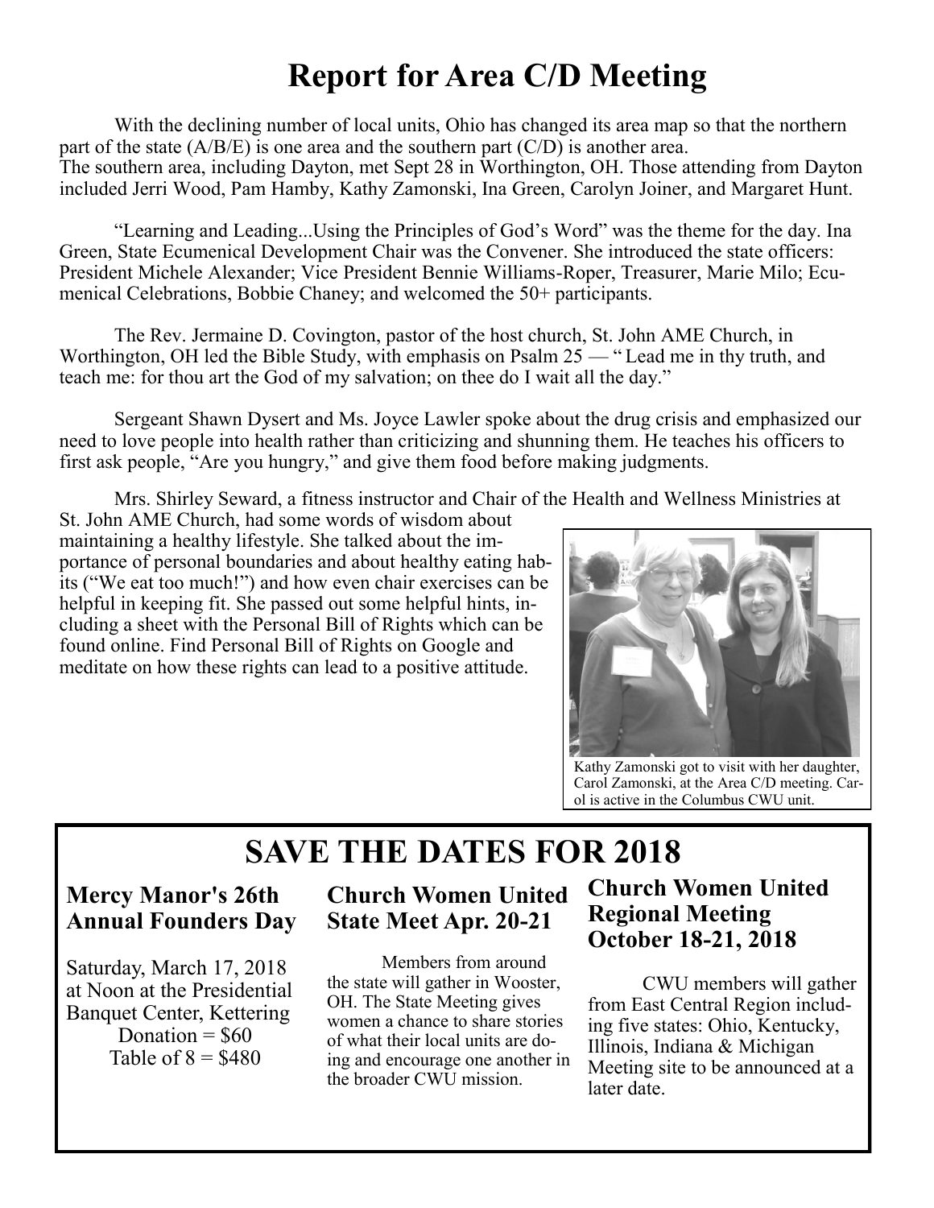# Report for Area C/D Meeting

With the declining number of local units, Ohio has changed its area map so that the northern part of the state (A/B/E) is one area and the southern part (C/D) is another area. The southern area, including Dayton, met Sept 28 in Worthington, OH. Those attending from Dayton included Jerri Wood, Pam Hamby, Kathy Zamonski, Ina Green, Carolyn Joiner, and Margaret Hunt.

"Learning and Leading...Using the Principles of God's Word" was the theme for the day. Ina Green, State Ecumenical Development Chair was the Convener. She introduced the state officers: President Michele Alexander; Vice President Bennie Williams-Roper, Treasurer, Marie Milo; Ecumenical Celebrations, Bobbie Chaney; and welcomed the 50+ participants.

The Rev. Jermaine D. Covington, pastor of the host church, St. John AME Church, in Worthington, OH led the Bible Study, with emphasis on Psalm 25 — " Lead me in thy truth, and teach me: for thou art the God of my salvation; on thee do I wait all the day."

Sergeant Shawn Dysert and Ms. Joyce Lawler spoke about the drug crisis and emphasized our need to love people into health rather than criticizing and shunning them. He teaches his officers to first ask people, "Are you hungry," and give them food before making judgments.

Mrs. Shirley Seward, a fitness instructor and Chair of the Health and Wellness Ministries at St. John AME Church, had some words of wisdom about maintaining a healthy lifestyle. She talked about the importance of personal boundaries and about healthy eating habits ("We eat too much!") and how even chair exercises can be helpful in keeping fit. She passed out some helpful hints, including a sheet with the Personal Bill of Rights which can be found online. Find Personal Bill of Rights on Google and meditate on how these rights can lead to a positive attitude.

Kathy Zamonski got to visit with her daughter, Carol Zamonski, at the Area C/D meeting. Carol is active in the Columbus CWU unit.

# SAVE THE DATES FOR 2018

## Mercy Manor's 26th Annual Founders Day

Saturday, March 17, 2018 at Noon at the Presidential Banquet Center, Kettering

Donation = $60

Table of 8 = $480

## Church Women United State Meet Apr. 20-21

Members from around the state will gather in Wooster, OH. The State Meeting gives women a chance to share stories of what their local units are doing and encourage one another in the broader CWU mission.

## Church Women United Regional Meeting October 18-21, 2018

CWU members will gather from East Central Region including five states: Ohio, Kentucky, Illinois, Indiana & Michigan Meeting site to be announced at a later date.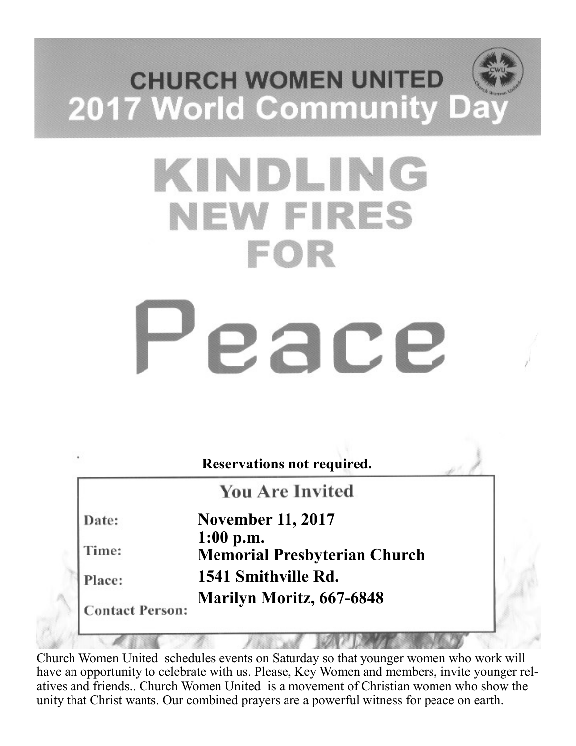# CHURCH WOMEN UNITED
# 2017 World Community Day

# KINDLING NEW FIRES FOR

# Peace

**Reservations not required.**

**You Are Invited**

| | |
|---|---|
| Date: | **November 11, 2017** |
| Time: | **1:00 p.m.** |
| Place: | **Memorial Presbyterian Church 1541 Smithville Rd.** |
| Contact Person: | **Marilyn Moritz, 667-6848** |

Church Women United schedules events on Saturday so that younger women who work will have an opportunity to celebrate with us. Please, Key Women and members, invite younger relatives and friends.. Church Women United is a movement of Christian women who show the unity that Christ wants. Our combined prayers are a powerful witness for peace on earth.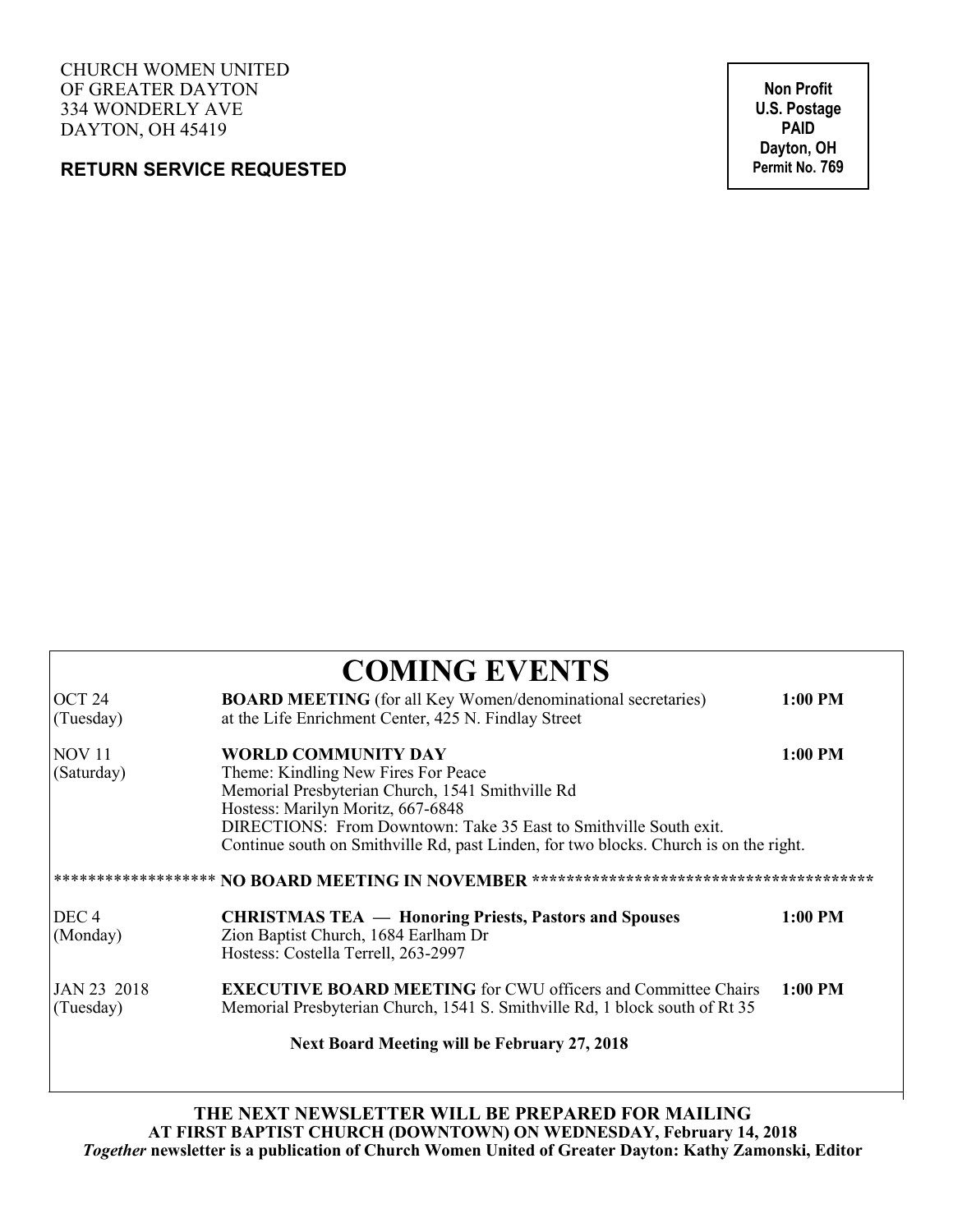CHURCH WOMEN UNITED
OF GREATER DAYTON
334 WONDERLY AVE
DAYTON, OH 45419

**RETURN SERVICE REQUESTED**

**Non Profit**
**U.S. Postage**
**PAID**
**Dayton, OH**
**Permit No. 769**

# COMING EVENTS

| | | |
|---|---|---|
| OCT 24<br>(Tuesday) | **BOARD MEETING** (for all Key Women/denominational secretaries)<br>at the Life Enrichment Center, 425 N. Findlay Street | **1:00 PM** |
| NOV 11<br>(Saturday) | **WORLD COMMUNITY DAY**<br>Theme: Kindling New Fires For Peace<br>Memorial Presbyterian Church, 1541 Smithville Rd<br>Hostess: Marilyn Moritz, 667-6848<br>DIRECTIONS: From Downtown: Take 35 East to Smithville South exit.<br>Continue south on Smithville Rd, past Linden, for two blocks. Church is on the right. | **1:00 PM** |

******************* **NO BOARD MEETING IN NOVEMBER** ****************************************

| | | |
|---|---|---|
| DEC 4<br>(Monday) | **CHRISTMAS TEA — Honoring Priests, Pastors and Spouses**<br>Zion Baptist Church, 1684 Earlham Dr<br>Hostess: Costella Terrell, 263-2997 | **1:00 PM** |
| JAN 23 2018<br>(Tuesday) | **EXECUTIVE BOARD MEETING** for CWU officers and Committee Chairs<br>Memorial Presbyterian Church, 1541 S. Smithville Rd, 1 block south of Rt 35 | **1:00 PM** |

**Next Board Meeting will be February 27, 2018**

**THE NEXT NEWSLETTER WILL BE PREPARED FOR MAILING**
**AT FIRST BAPTIST CHURCH (DOWNTOWN) ON WEDNESDAY, February 14, 2018**
***Together* newsletter is a publication of Church Women United of Greater Dayton: Kathy Zamonski, Editor**